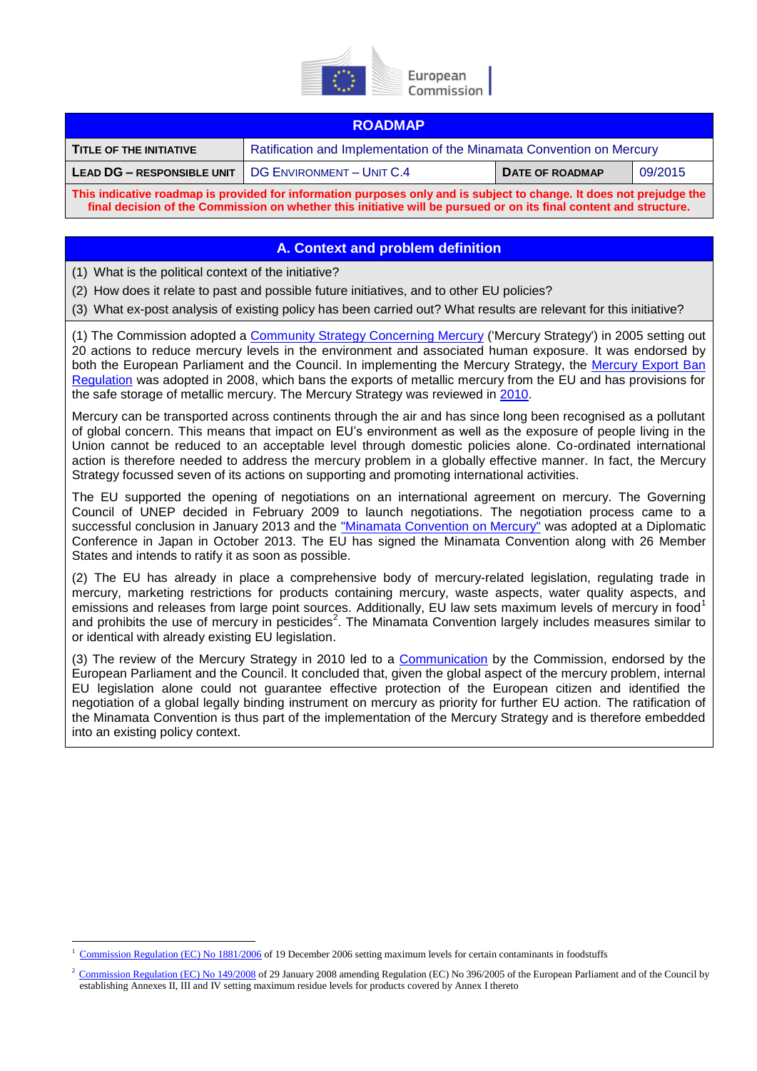European Commission

| ROADMAP | | | |
|---|---|---|---|
| **TITLE OF THE INITIATIVE** | Ratification and Implementation of the Minamata Convention on Mercury | | |
| **LEAD DG – RESPONSIBLE UNIT** | DG ENVIRONMENT – UNIT C.4 | **DATE OF ROADMAP** | 09/2015 |

**This indicative roadmap is provided for information purposes only and is subject to change. It does not prejudge the final decision of the Commission on whether this initiative will be pursued or on its final content and structure.**

## A. Context and problem definition

(1) What is the political context of the initiative?

(2) How does it relate to past and possible future initiatives, and to other EU policies?

(3) What ex-post analysis of existing policy has been carried out? What results are relevant for this initiative?

(1) The Commission adopted a Community Strategy Concerning Mercury ('Mercury Strategy') in 2005 setting out 20 actions to reduce mercury levels in the environment and associated human exposure. It was endorsed by both the European Parliament and the Council. In implementing the Mercury Strategy, the Mercury Export Ban Regulation was adopted in 2008, which bans the exports of metallic mercury from the EU and has provisions for the safe storage of metallic mercury. The Mercury Strategy was reviewed in 2010.

Mercury can be transported across continents through the air and has since long been recognised as a pollutant of global concern. This means that impact on EU's environment as well as the exposure of people living in the Union cannot be reduced to an acceptable level through domestic policies alone. Co-ordinated international action is therefore needed to address the mercury problem in a globally effective manner. In fact, the Mercury Strategy focussed seven of its actions on supporting and promoting international activities.

The EU supported the opening of negotiations on an international agreement on mercury. The Governing Council of UNEP decided in February 2009 to launch negotiations. The negotiation process came to a successful conclusion in January 2013 and the "Minamata Convention on Mercury" was adopted at a Diplomatic Conference in Japan in October 2013. The EU has signed the Minamata Convention along with 26 Member States and intends to ratify it as soon as possible.

(2) The EU has already in place a comprehensive body of mercury-related legislation, regulating trade in mercury, marketing restrictions for products containing mercury, waste aspects, water quality aspects, and emissions and releases from large point sources. Additionally, EU law sets maximum levels of mercury in food[1] and prohibits the use of mercury in pesticides[2]. The Minamata Convention largely includes measures similar to or identical with already existing EU legislation.

(3) The review of the Mercury Strategy in 2010 led to a Communication by the Commission, endorsed by the European Parliament and the Council. It concluded that, given the global aspect of the mercury problem, internal EU legislation alone could not guarantee effective protection of the European citizen and identified the negotiation of a global legally binding instrument on mercury as priority for further EU action. The ratification of the Minamata Convention is thus part of the implementation of the Mercury Strategy and is therefore embedded into an existing policy context.

---

[1] Commission Regulation (EC) No 1881/2006 of 19 December 2006 setting maximum levels for certain contaminants in foodstuffs

[2] Commission Regulation (EC) No 149/2008 of 29 January 2008 amending Regulation (EC) No 396/2005 of the European Parliament and of the Council by establishing Annexes II, III and IV setting maximum residue levels for products covered by Annex I thereto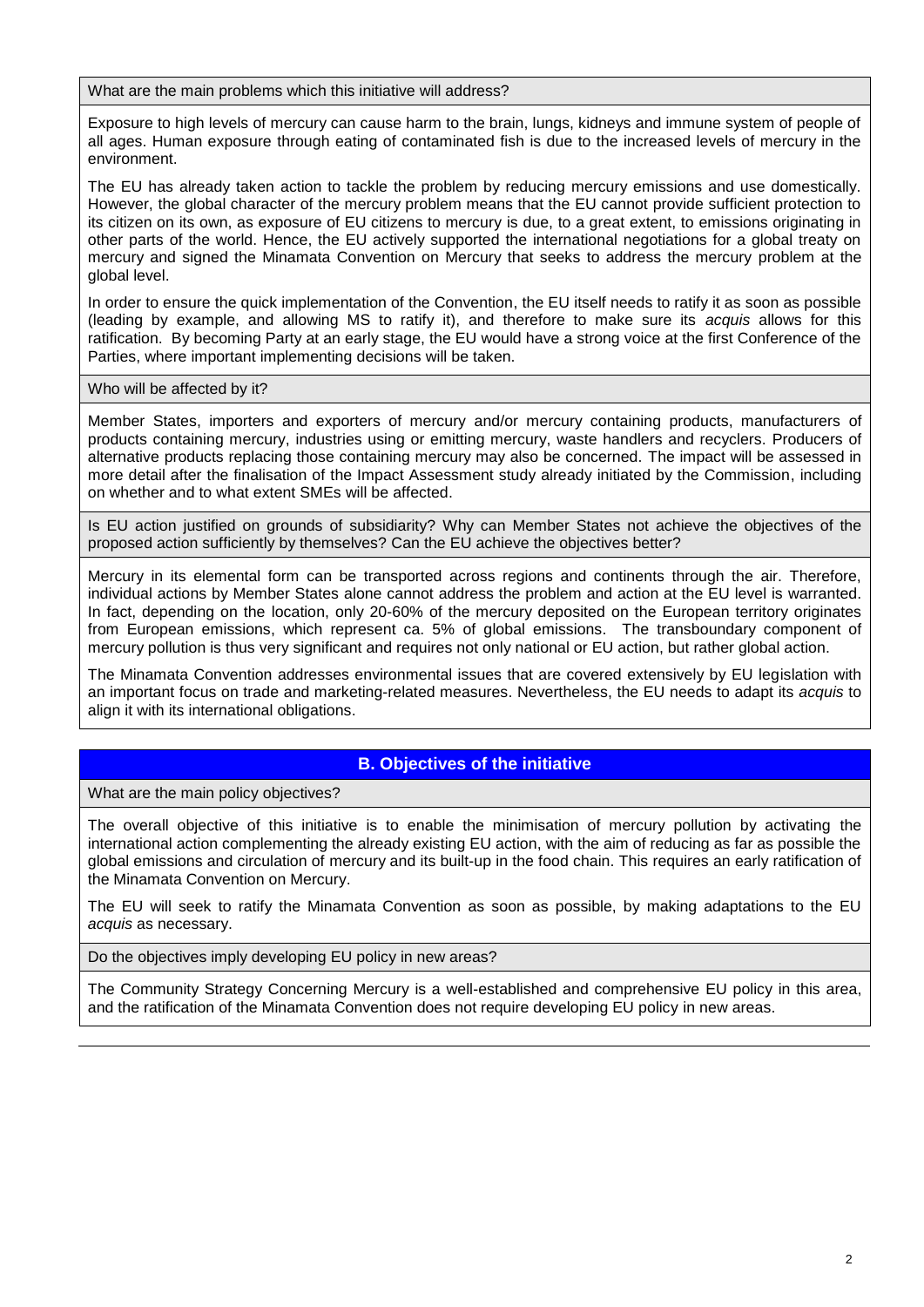**What are the main problems which this initiative will address?**

Exposure to high levels of mercury can cause harm to the brain, lungs, kidneys and immune system of people of all ages. Human exposure through eating of contaminated fish is due to the increased levels of mercury in the environment.

The EU has already taken action to tackle the problem by reducing mercury emissions and use domestically. However, the global character of the mercury problem means that the EU cannot provide sufficient protection to its citizen on its own, as exposure of EU citizens to mercury is due, to a great extent, to emissions originating in other parts of the world. Hence, the EU actively supported the international negotiations for a global treaty on mercury and signed the Minamata Convention on Mercury that seeks to address the mercury problem at the global level.

In order to ensure the quick implementation of the Convention, the EU itself needs to ratify it as soon as possible (leading by example, and allowing MS to ratify it), and therefore to make sure its *acquis* allows for this ratification. By becoming Party at an early stage, the EU would have a strong voice at the first Conference of the Parties, where important implementing decisions will be taken.

**Who will be affected by it?**

Member States, importers and exporters of mercury and/or mercury containing products, manufacturers of products containing mercury, industries using or emitting mercury, waste handlers and recyclers. Producers of alternative products replacing those containing mercury may also be concerned. The impact will be assessed in more detail after the finalisation of the Impact Assessment study already initiated by the Commission, including on whether and to what extent SMEs will be affected.

**Is EU action justified on grounds of subsidiarity? Why can Member States not achieve the objectives of the proposed action sufficiently by themselves? Can the EU achieve the objectives better?**

Mercury in its elemental form can be transported across regions and continents through the air. Therefore, individual actions by Member States alone cannot address the problem and action at the EU level is warranted. In fact, depending on the location, only 20-60% of the mercury deposited on the European territory originates from European emissions, which represent ca. 5% of global emissions. The transboundary component of mercury pollution is thus very significant and requires not only national or EU action, but rather global action.

The Minamata Convention addresses environmental issues that are covered extensively by EU legislation with an important focus on trade and marketing-related measures. Nevertheless, the EU needs to adapt its *acquis* to align it with its international obligations.

## B. Objectives of the initiative

**What are the main policy objectives?**

The overall objective of this initiative is to enable the minimisation of mercury pollution by activating the international action complementing the already existing EU action, with the aim of reducing as far as possible the global emissions and circulation of mercury and its built-up in the food chain. This requires an early ratification of the Minamata Convention on Mercury.

The EU will seek to ratify the Minamata Convention as soon as possible, by making adaptations to the EU *acquis* as necessary.

**Do the objectives imply developing EU policy in new areas?**

The Community Strategy Concerning Mercury is a well-established and comprehensive EU policy in this area, and the ratification of the Minamata Convention does not require developing EU policy in new areas.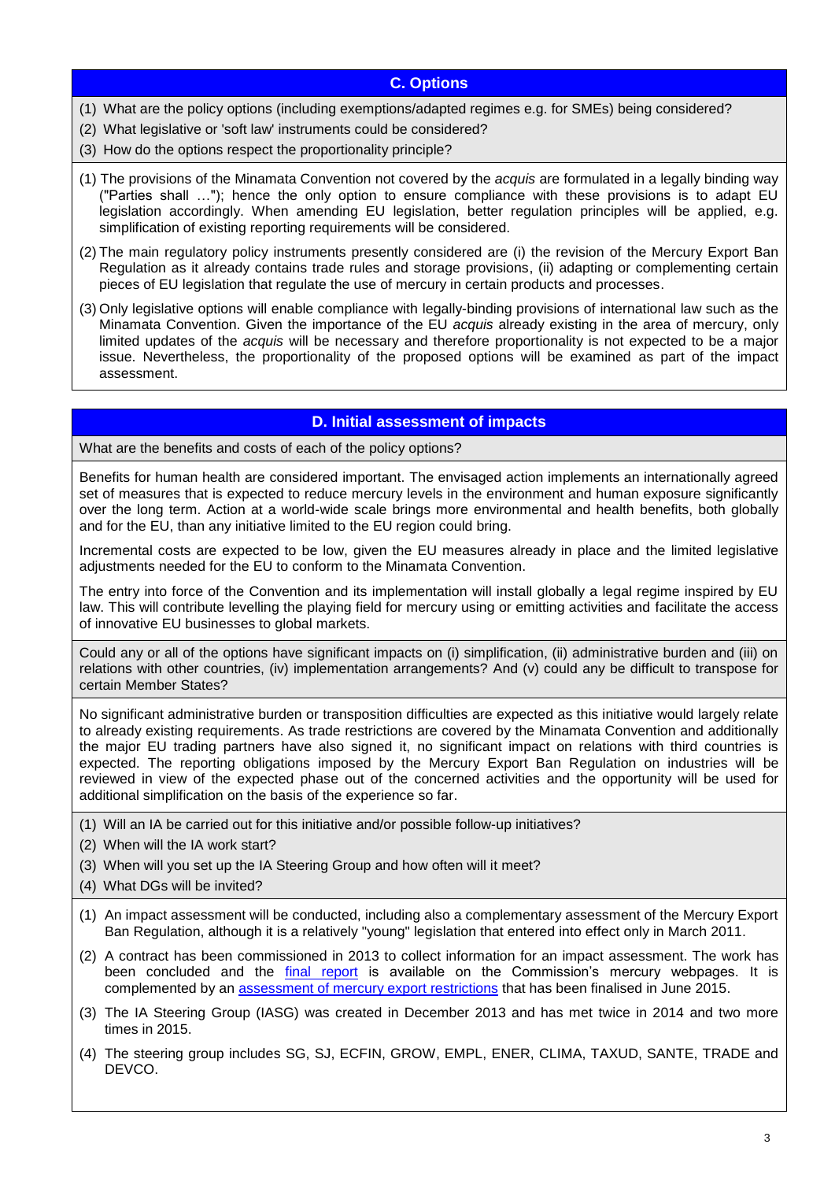## C. Options

(1) What are the policy options (including exemptions/adapted regimes e.g. for SMEs) being considered?

(2) What legislative or 'soft law' instruments could be considered?

(3) How do the options respect the proportionality principle?

(1) The provisions of the Minamata Convention not covered by the *acquis* are formulated in a legally binding way ("Parties shall …"); hence the only option to ensure compliance with these provisions is to adapt EU legislation accordingly. When amending EU legislation, better regulation principles will be applied, e.g. simplification of existing reporting requirements will be considered.

(2) The main regulatory policy instruments presently considered are (i) the revision of the Mercury Export Ban Regulation as it already contains trade rules and storage provisions, (ii) adapting or complementing certain pieces of EU legislation that regulate the use of mercury in certain products and processes.

(3) Only legislative options will enable compliance with legally-binding provisions of international law such as the Minamata Convention. Given the importance of the EU *acquis* already existing in the area of mercury, only limited updates of the *acquis* will be necessary and therefore proportionality is not expected to be a major issue. Nevertheless, the proportionality of the proposed options will be examined as part of the impact assessment.

## D. Initial assessment of impacts

What are the benefits and costs of each of the policy options?

Benefits for human health are considered important. The envisaged action implements an internationally agreed set of measures that is expected to reduce mercury levels in the environment and human exposure significantly over the long term. Action at a world-wide scale brings more environmental and health benefits, both globally and for the EU, than any initiative limited to the EU region could bring.

Incremental costs are expected to be low, given the EU measures already in place and the limited legislative adjustments needed for the EU to conform to the Minamata Convention.

The entry into force of the Convention and its implementation will install globally a legal regime inspired by EU law. This will contribute levelling the playing field for mercury using or emitting activities and facilitate the access of innovative EU businesses to global markets.

Could any or all of the options have significant impacts on (i) simplification, (ii) administrative burden and (iii) on relations with other countries, (iv) implementation arrangements? And (v) could any be difficult to transpose for certain Member States?

No significant administrative burden or transposition difficulties are expected as this initiative would largely relate to already existing requirements. As trade restrictions are covered by the Minamata Convention and additionally the major EU trading partners have also signed it, no significant impact on relations with third countries is expected. The reporting obligations imposed by the Mercury Export Ban Regulation on industries will be reviewed in view of the expected phase out of the concerned activities and the opportunity will be used for additional simplification on the basis of the experience so far.

(1) Will an IA be carried out for this initiative and/or possible follow-up initiatives?

(2) When will the IA work start?

(3) When will you set up the IA Steering Group and how often will it meet?

(4) What DGs will be invited?

(1) An impact assessment will be conducted, including also a complementary assessment of the Mercury Export Ban Regulation, although it is a relatively "young" legislation that entered into effect only in March 2011.

(2) A contract has been commissioned in 2013 to collect information for an impact assessment. The work has been concluded and the final report is available on the Commission's mercury webpages. It is complemented by an assessment of mercury export restrictions that has been finalised in June 2015.

(3) The IA Steering Group (IASG) was created in December 2013 and has met twice in 2014 and two more times in 2015.

(4) The steering group includes SG, SJ, ECFIN, GROW, EMPL, ENER, CLIMA, TAXUD, SANTE, TRADE and DEVCO.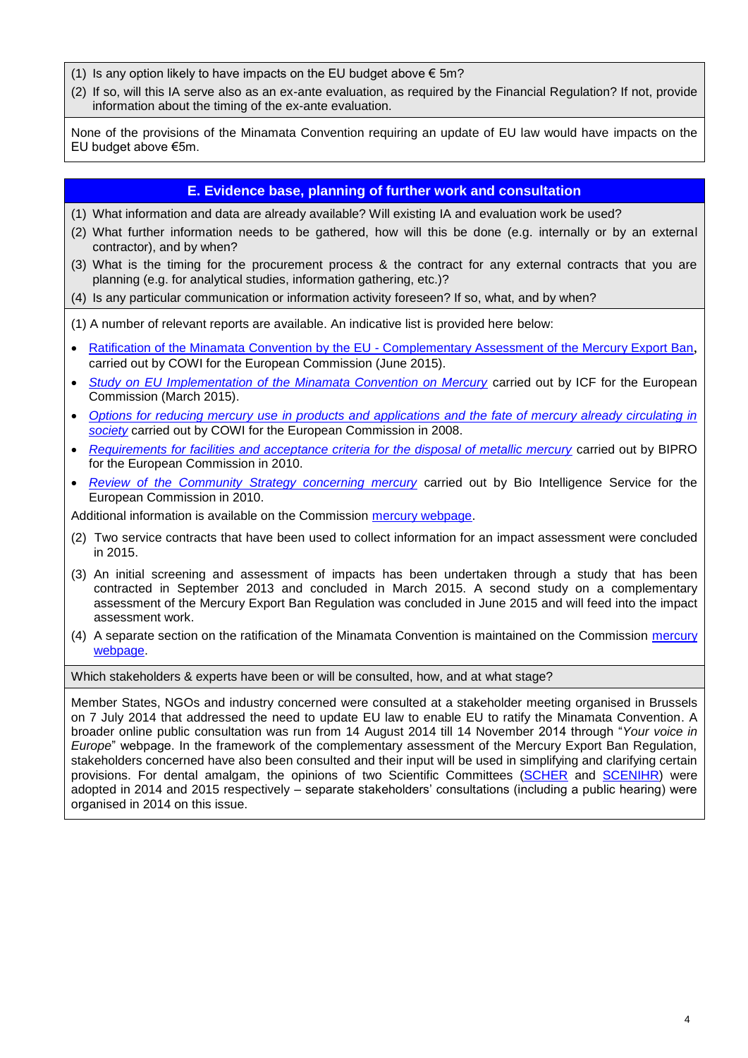(1) Is any option likely to have impacts on the EU budget above € 5m?

(2) If so, will this IA serve also as an ex-ante evaluation, as required by the Financial Regulation? If not, provide information about the timing of the ex-ante evaluation.

None of the provisions of the Minamata Convention requiring an update of EU law would have impacts on the EU budget above €5m.

## E. Evidence base, planning of further work and consultation

(1) What information and data are already available? Will existing IA and evaluation work be used?

(2) What further information needs to be gathered, how will this be done (e.g. internally or by an external contractor), and by when?

(3) What is the timing for the procurement process & the contract for any external contracts that you are planning (e.g. for analytical studies, information gathering, etc.)?

(4) Is any particular communication or information activity foreseen? If so, what, and by when?

(1) A number of relevant reports are available. An indicative list is provided here below:

- Ratification of the Minamata Convention by the EU - Complementary Assessment of the Mercury Export Ban, carried out by COWI for the European Commission (June 2015).
- *Study on EU Implementation of the Minamata Convention on Mercury* carried out by ICF for the European Commission (March 2015).
- *Options for reducing mercury use in products and applications and the fate of mercury already circulating in society* carried out by COWI for the European Commission in 2008.
- *Requirements for facilities and acceptance criteria for the disposal of metallic mercury* carried out by BIPRO for the European Commission in 2010.
- *Review of the Community Strategy concerning mercury* carried out by Bio Intelligence Service for the European Commission in 2010.

Additional information is available on the Commission mercury webpage.

(2) Two service contracts that have been used to collect information for an impact assessment were concluded in 2015.

(3) An initial screening and assessment of impacts has been undertaken through a study that has been contracted in September 2013 and concluded in March 2015. A second study on a complementary assessment of the Mercury Export Ban Regulation was concluded in June 2015 and will feed into the impact assessment work.

(4) A separate section on the ratification of the Minamata Convention is maintained on the Commission mercury webpage.

Which stakeholders & experts have been or will be consulted, how, and at what stage?

Member States, NGOs and industry concerned were consulted at a stakeholder meeting organised in Brussels on 7 July 2014 that addressed the need to update EU law to enable EU to ratify the Minamata Convention. A broader online public consultation was run from 14 August 2014 till 14 November 2014 through "*Your voice in Europe*" webpage. In the framework of the complementary assessment of the Mercury Export Ban Regulation, stakeholders concerned have also been consulted and their input will be used in simplifying and clarifying certain provisions. For dental amalgam, the opinions of two Scientific Committees (SCHER and SCENIHR) were adopted in 2014 and 2015 respectively – separate stakeholders' consultations (including a public hearing) were organised in 2014 on this issue.